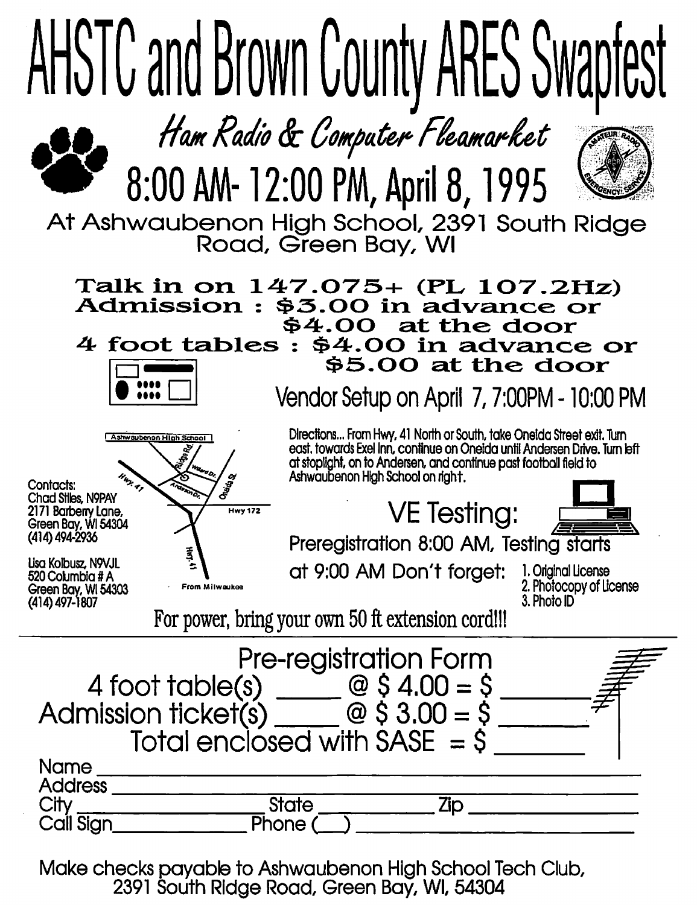# AHSTC and Brown County ARES Swapfest

## *Ham Radio & Computer Fleamarket*

## 8:00 AM- 12:00 PM, April 8, 1995

At Ashwaubenon High School, 2391 South Ridge Road, Green Bay, WI

**Talk in on 147.075+ (PL 107.2Hz)**
**Admission : $3.00 in advance or $4.00 at the door**
**4 foot tables : $4.00 in advance or $5.00 at the door**

Vendor Setup on April 7, 7:00PM - 10:00 PM

Contacts:
Chad Stiles, N9PAY
2171 Barberry Lane,
Green Bay, WI 54304
(414) 494-2936

Lisa Kolbusz, N9VJL
520 Columbia # A
Green Bay, WI 54303
(414) 497-1807

Ashwaubenon High School — Ridge Rd. — Willard Dr. — Anderson Dr. — Oneida St. — Hwy. 41 — Hwy 172 — From Milwaukee

Directions... From Hwy, 41 North or South, take Oneida Street exit. Turn east, towards Exel Inn, continue on Oneida until Andersen Drive. Turn left at stoplight, on to Andersen, and continue past football field to Ashwaubenon High School on right.

## VE Testing:

Preregistration 8:00 AM, Testing starts at 9:00 AM Don't forget:

1. Original License
2. Photocopy of License
3. Photo ID

For power, bring your own 50 ft extension cord!!!

---

## Pre-registration Form

4 foot table(s) _____ @ $ 4.00 = $ _______
Admission ticket(s) _____ @ $ 3.00 = $ _______
Total enclosed with SASE = $ _______

Name ____________________________________________
Address __________________________________________
City ____________________ State ___________ Zip ____________
Call Sign______________ Phone (__) _________________________

Make checks payable to Ashwaubenon High School Tech Club, 2391 South Ridge Road, Green Bay, WI, 54304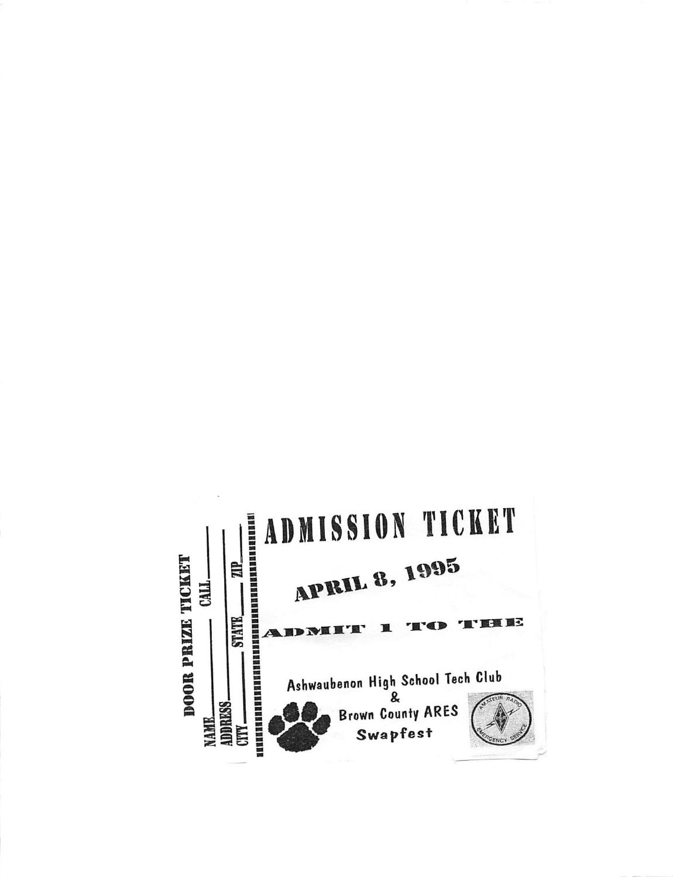DOOR PRIZE TICKET

NAME\_\_\_\_\_\_\_\_\_\_ CALL\_\_\_\_\_\_

ADDRESS\_\_\_\_\_\_\_\_\_\_\_\_\_\_\_\_\_\_

CITY\_\_\_\_\_\_\_\_ STATE\_\_\_\_ ZIP\_\_\_\_

# ADMISSION TICKET

## APRIL 8, 1995

ADMIT 1 TO THE

Ashwaubenon High School Tech Club
&
Brown County ARES
Swapfest

AMATEUR RADIO EMERGENCY SERVICE